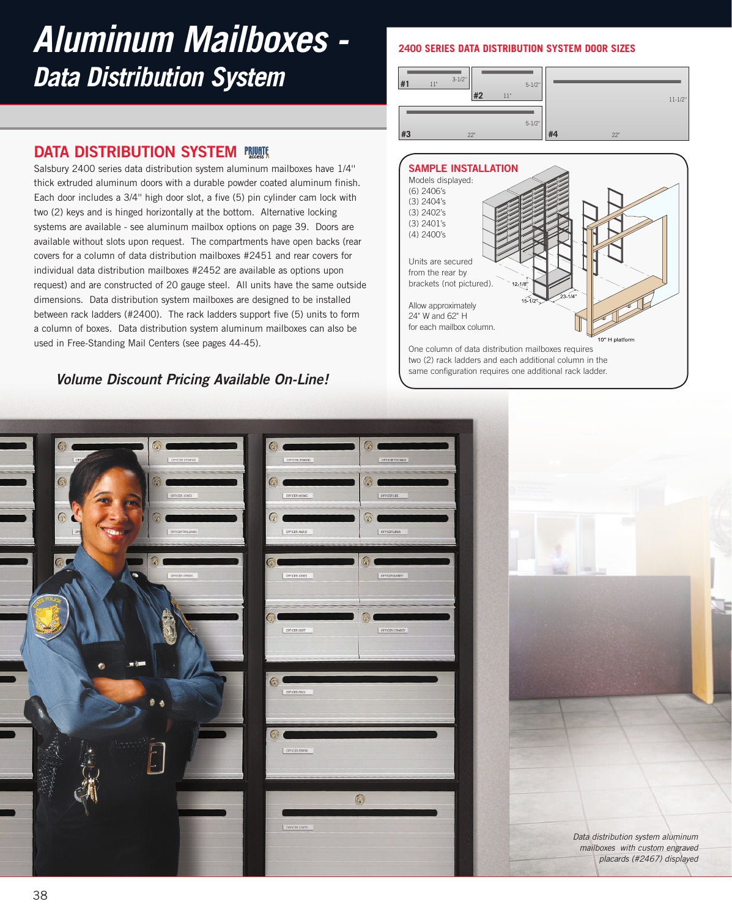# Aluminum Mailboxes - Data Distribution System

## DATA DISTRIBUTION SYSTEM

Salsbury 2400 series data distribution system aluminum mailboxes have 1/4" thick extruded aluminum doors with a durable powder coated aluminum finish. Each door includes a 3/4" high door slot, a five (5) pin cylinder cam lock with two (2) keys and is hinged horizontally at the bottom. Alternative locking systems are available - see aluminum mailbox options on page 39. Doors are available without slots upon request. The compartments have open backs (rear covers for a column of data distribution mailboxes #2451 and rear covers for individual data distribution mailboxes #2452 are available as options upon request) and are constructed of 20 gauge steel. All units have the same outside dimensions. Data distribution system mailboxes are designed to be installed between rack ladders (#2400). The rack ladders support five (5) units to form a column of boxes. Data distribution system aluminum mailboxes can also be used in Free-Standing Mail Centers (see pages 44-45).

***Volume Discount Pricing Available On-Line!***

## 2400 SERIES DATA DISTRIBUTION SYSTEM DOOR SIZES

- #1: 11" × 3-1/2"
- #2: 11" × 5-1/2"
- #3: 22" × 5-1/2"
- #4: 22" × 11-1/2"

## SAMPLE INSTALLATION

Models displayed:
(6) 2406's
(3) 2404's
(3) 2402's
(3) 2401's
(4) 2400's

Units are secured from the rear by brackets (not pictured).

Allow approximately 24" W and 62" H for each mailbox column.

12-1/8"
15-1/2"
23-1/4"
10" H platform

One column of data distribution mailboxes requires two (2) rack ladders and each additional column in the same configuration requires one additional rack ladder.

*Data distribution system aluminum mailboxes with custom engraved placards (#2467) displayed*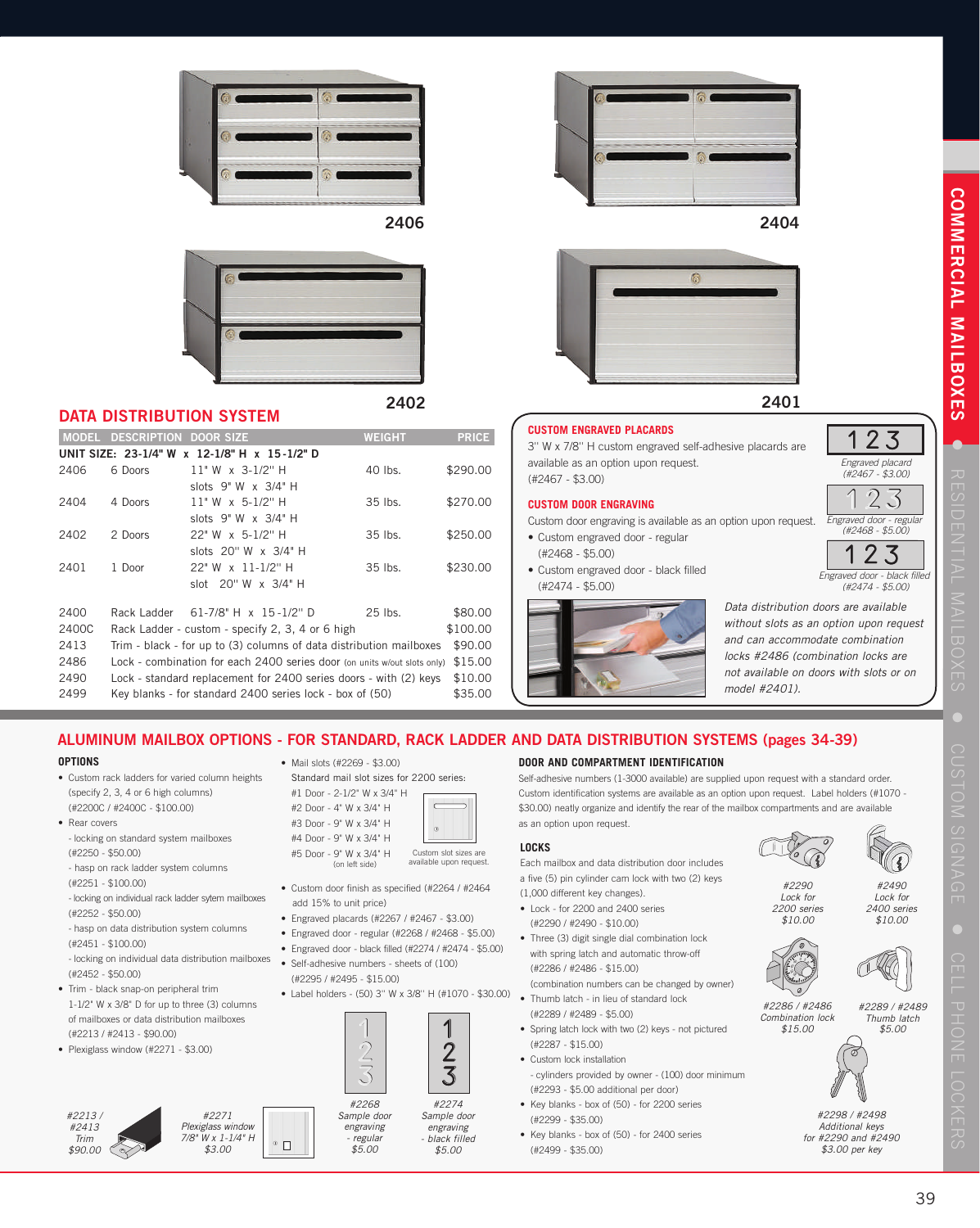2406

2404

2402

2401

## DATA DISTRIBUTION SYSTEM

| MODEL | DESCRIPTION | DOOR SIZE | WEIGHT | PRICE |
|---|---|---|---|---|
| UNIT SIZE: 23-1/4" W x 12-1/8" H x 15-1/2" D | | | | |
| 2406 | 6 Doors | 11" W x 3-1/2" H slots 9" W x 3/4" H | 40 lbs. | $290.00 |
| 2404 | 4 Doors | 11" W x 5-1/2" H slots 9" W x 3/4" H | 35 lbs. | $270.00 |
| 2402 | 2 Doors | 22" W x 5-1/2" H slots 20" W x 3/4" H | 35 lbs. | $250.00 |
| 2401 | 1 Door | 22" W x 11-1/2" H slot 20" W x 3/4" H | 35 lbs. | $230.00 |
| 2400 | Rack Ladder | 61-7/8" H x 15-1/2" D | 25 lbs. | $80.00 |
| 2400C | Rack Ladder - custom - specify 2, 3, 4 or 6 high | | | $100.00 |
| 2413 | Trim - black - for up to (3) columns of data distribution mailboxes | | | $90.00 |
| 2486 | Lock - combination for each 2400 series door (on units w/out slots only) | | | $15.00 |
| 2490 | Lock - standard replacement for 2400 series doors - with (2) keys | | | $10.00 |
| 2499 | Key blanks - for standard 2400 series lock - box of (50) | | | $35.00 |

### CUSTOM ENGRAVED PLACARDS

3" W x 7/8" H custom engraved self-adhesive placards are available as an option upon request. (#2467 - $3.00)

### CUSTOM DOOR ENGRAVING

Custom door engraving is available as an option upon request.

- Custom engraved door - regular (#2468 - $5.00)
- Custom engraved door - black filled (#2474 - $5.00)

123
*Engraved placard (#2467 - $3.00)*

123
*Engraved door - regular (#2468 - $5.00)*

123
*Engraved door - black filled (#2474 - $5.00)*

*Data distribution doors are available without slots as an option upon request and can accommodate combination locks #2486 (combination locks are not available on doors with slots or on model #2401).*

## ALUMINUM MAILBOX OPTIONS - FOR STANDARD, RACK LADDER AND DATA DISTRIBUTION SYSTEMS (pages 34-39)

### OPTIONS

- Custom rack ladders for varied column heights (specify 2, 3, 4 or 6 high columns) (#2200C / #2400C - $100.00)
- Rear covers
  - locking on standard system mailboxes (#2250 - $50.00)
  - hasp on rack ladder system columns (#2251 - $100.00)
  - locking on individual rack ladder sytem mailboxes (#2252 - $50.00)
  - hasp on data distribution system columns (#2451 - $100.00)
  - locking on individual data distribution mailboxes (#2452 - $50.00)
- Trim - black snap-on peripheral trim 1-1/2" W x 3/8" D for up to three (3) columns of mailboxes or data distribution mailboxes (#2213 / #2413 - $90.00)
- Plexiglass window (#2271 - $3.00)
- Mail slots (#2269 - $3.00)
  Standard mail slots sizes for 2200 series:
  #1 Door - 2-1/2" W x 3/4" H
  #2 Door - 4" W x 3/4" H
  #3 Door - 9" W x 3/4" H
  #4 Door - 9" W x 3/4" H
  #5 Door - 9" W x 3/4" H (on left side)
  Custom slot sizes are available upon request.
- Custom door finish as specified (#2264 / #2464 add 15% to unit price)
- Engraved placards (#2267 / #2467 - $3.00)
- Engraved door - regular (#2268 / #2468 - $5.00)
- Engraved door - black filled (#2274 / #2474 - $5.00)
- Self-adhesive numbers - sheets of (100) (#2295 / #2495 - $15.00)
- Label holders - (50) 3" W x 3/8" H (#1070 - $30.00)

*#2213 / #2413 Trim $90.00*

*#2271 Plexiglass window 7/8" W x 1-1/4" H $3.00*

*#2268 Sample door engraving - regular $5.00*

*#2274 Sample door engraving - black filled $5.00*

### DOOR AND COMPARTMENT IDENTIFICATION

Self-adhesive numbers (1-3000 available) are supplied upon request with a standard order. Custom identification systems are available as an option upon request. Label holders (#1070 - $30.00) neatly organize and identify the rear of the mailbox compartments and are available as an option upon request.

### LOCKS

Each mailbox and data distribution door includes a five (5) pin cylinder cam lock with two (2) keys (1,000 different key changes).

- Lock - for 2200 and 2400 series (#2290 / #2490 - $10.00)
- Three (3) digit single dial combination lock with spring latch and automatic throw-off (#2286 / #2486 - $15.00) (combination numbers can be changed by owner)
- Thumb latch - in lieu of standard lock (#2289 / #2489 - $5.00)
- Spring latch lock with two (2) keys - not pictured (#2287 - $15.00)
- Custom lock installation
  - cylinders provided by owner - (100) door minimum (#2293 - $5.00 additional per door)
- Key blanks - box of (50) - for 2200 series (#2299 - $35.00)
- Key blanks - box of (50) - for 2400 series (#2499 - $35.00)

*#2290 Lock for 2200 series $10.00*

*#2490 Lock for 2400 series $10.00*

*#2286 / #2486 Combination lock $15.00*

*#2289 / #2489 Thumb latch $5.00*

*#2298 / #2498 Additional keys for #2290 and #2490 $3.00 per key*